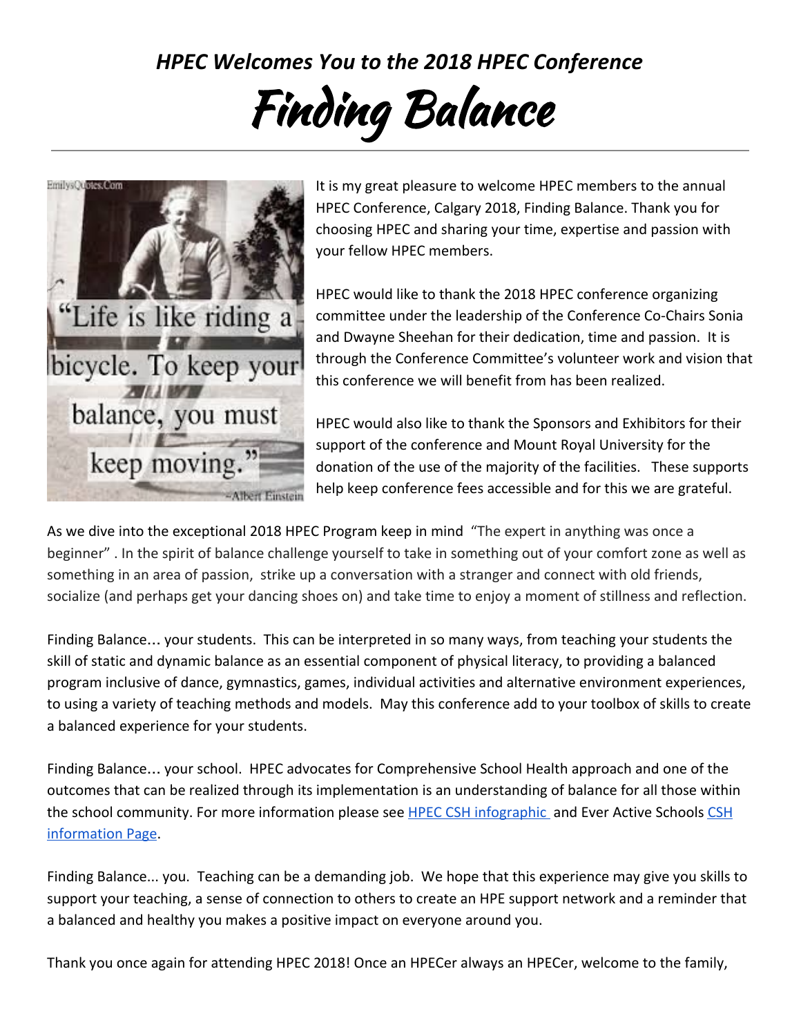# *HPEC Welcomes You to the 2018 HPEC Conference*

# Finding Balance

---

It is my great pleasure to welcome HPEC members to the annual HPEC Conference, Calgary 2018, Finding Balance. Thank you for choosing HPEC and sharing your time, expertise and passion with your fellow HPEC members.

HPEC would like to thank the 2018 HPEC conference organizing committee under the leadership of the Conference Co-Chairs Sonia and Dwayne Sheehan for their dedication, time and passion. It is through the Conference Committee's volunteer work and vision that this conference we will benefit from has been realized.

HPEC would also like to thank the Sponsors and Exhibitors for their support of the conference and Mount Royal University for the donation of the use of the majority of the facilities. These supports help keep conference fees accessible and for this we are grateful.

As we dive into the exceptional 2018 HPEC Program keep in mind "The expert in anything was once a beginner". In the spirit of balance challenge yourself to take in something out of your comfort zone as well as something in an area of passion, strike up a conversation with a stranger and connect with old friends, socialize (and perhaps get your dancing shoes on) and take time to enjoy a moment of stillness and reflection.

Finding Balance… your students. This can be interpreted in so many ways, from teaching your students the skill of static and dynamic balance as an essential component of physical literacy, to providing a balanced program inclusive of dance, gymnastics, games, individual activities and alternative environment experiences, to using a variety of teaching methods and models. May this conference add to your toolbox of skills to create a balanced experience for your students.

Finding Balance… your school. HPEC advocates for Comprehensive School Health approach and one of the outcomes that can be realized through its implementation is an understanding of balance for all those within the school community. For more information please see HPEC CSH infographic and Ever Active Schools CSH information Page.

Finding Balance... you. Teaching can be a demanding job. We hope that this experience may give you skills to support your teaching, a sense of connection to others to create an HPE support network and a reminder that a balanced and healthy you makes a positive impact on everyone around you.

Thank you once again for attending HPEC 2018! Once an HPECer always an HPECer, welcome to the family,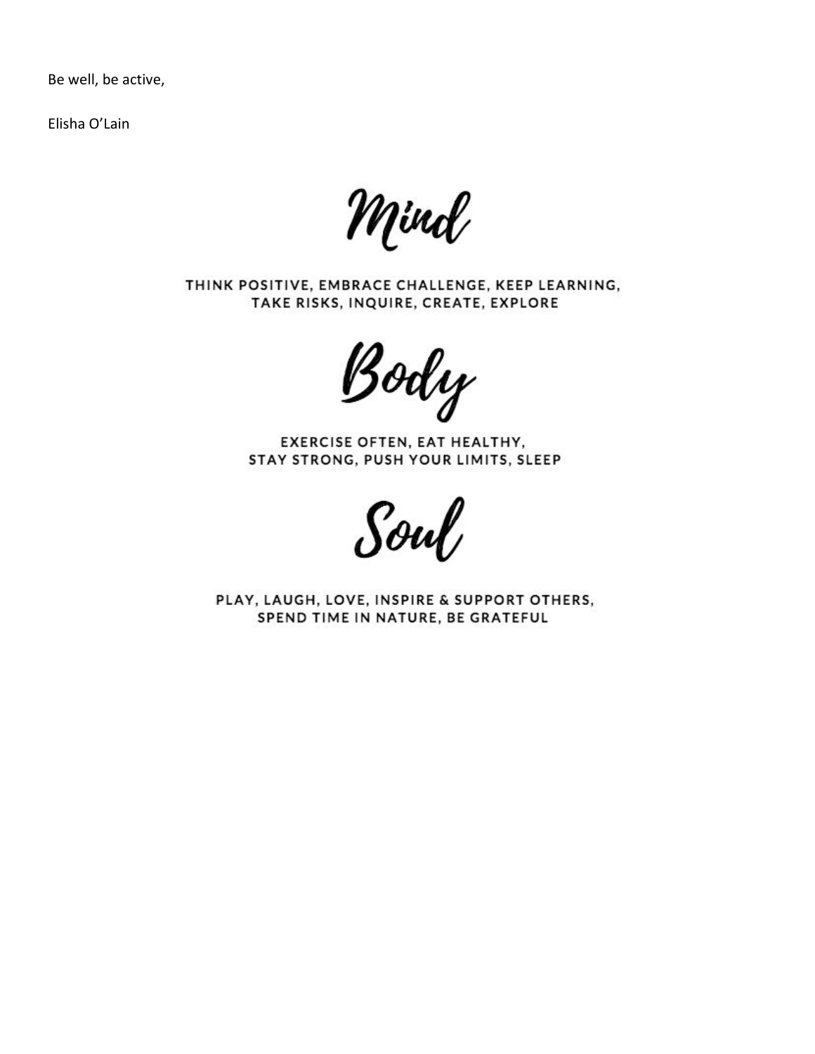Be well, be active,

Elisha O'Lain

## *Mind*

THINK POSITIVE, EMBRACE CHALLENGE, KEEP LEARNING, TAKE RISKS, INQUIRE, CREATE, EXPLORE

## *Body*

EXERCISE OFTEN, EAT HEALTHY, STAY STRONG, PUSH YOUR LIMITS, SLEEP

## *Soul*

PLAY, LAUGH, LOVE, INSPIRE & SUPPORT OTHERS, SPEND TIME IN NATURE, BE GRATEFUL